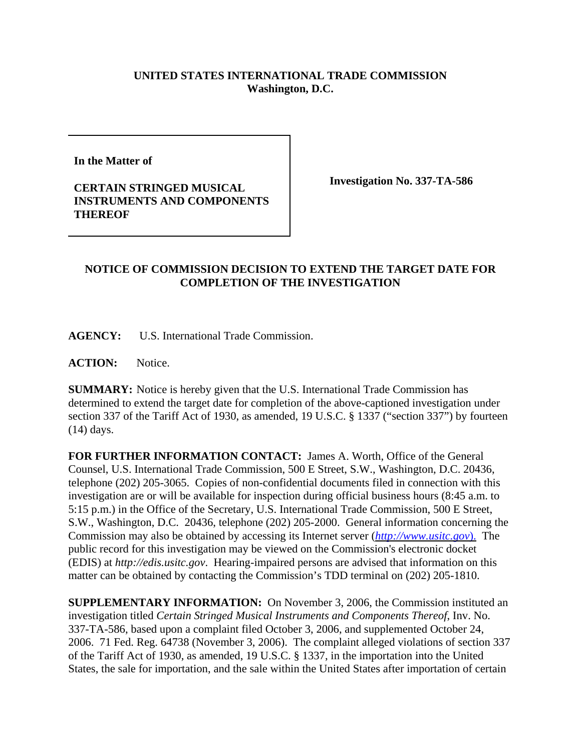**UNITED STATES INTERNATIONAL TRADE COMMISSION**
**Washington, D.C.**

| In the Matter of<br><br>**CERTAIN STRINGED MUSICAL INSTRUMENTS AND COMPONENTS THEREOF** | **Investigation No. 337-TA-586** |
|---|---|

**NOTICE OF COMMISSION DECISION TO EXTEND THE TARGET DATE FOR COMPLETION OF THE INVESTIGATION**

**AGENCY:** U.S. International Trade Commission.

**ACTION:** Notice.

**SUMMARY:** Notice is hereby given that the U.S. International Trade Commission has determined to extend the target date for completion of the above-captioned investigation under section 337 of the Tariff Act of 1930, as amended, 19 U.S.C. § 1337 ("section 337") by fourteen (14) days.

**FOR FURTHER INFORMATION CONTACT:** James A. Worth, Office of the General Counsel, U.S. International Trade Commission, 500 E Street, S.W., Washington, D.C. 20436, telephone (202) 205-3065. Copies of non-confidential documents filed in connection with this investigation are or will be available for inspection during official business hours (8:45 a.m. to 5:15 p.m.) in the Office of the Secretary, U.S. International Trade Commission, 500 E Street, S.W., Washington, D.C. 20436, telephone (202) 205-2000. General information concerning the Commission may also be obtained by accessing its Internet server (*http://www.usitc.gov*). The public record for this investigation may be viewed on the Commission's electronic docket (EDIS) at *http://edis.usitc.gov*. Hearing-impaired persons are advised that information on this matter can be obtained by contacting the Commission's TDD terminal on (202) 205-1810.

**SUPPLEMENTARY INFORMATION:** On November 3, 2006, the Commission instituted an investigation titled *Certain Stringed Musical Instruments and Components Thereof*, Inv. No. 337-TA-586, based upon a complaint filed October 3, 2006, and supplemented October 24, 2006. 71 Fed. Reg. 64738 (November 3, 2006). The complaint alleged violations of section 337 of the Tariff Act of 1930, as amended, 19 U.S.C. § 1337, in the importation into the United States, the sale for importation, and the sale within the United States after importation of certain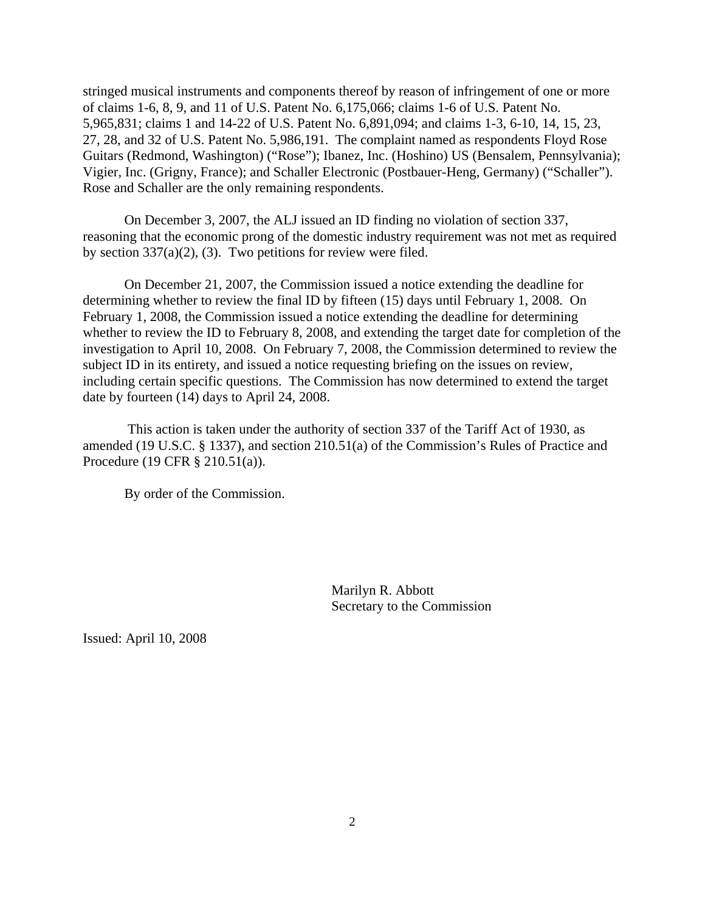stringed musical instruments and components thereof by reason of infringement of one or more of claims 1-6, 8, 9, and 11 of U.S. Patent No. 6,175,066; claims 1-6 of U.S. Patent No. 5,965,831; claims 1 and 14-22 of U.S. Patent No. 6,891,094; and claims 1-3, 6-10, 14, 15, 23, 27, 28, and 32 of U.S. Patent No. 5,986,191. The complaint named as respondents Floyd Rose Guitars (Redmond, Washington) ("Rose"); Ibanez, Inc. (Hoshino) US (Bensalem, Pennsylvania); Vigier, Inc. (Grigny, France); and Schaller Electronic (Postbauer-Heng, Germany) ("Schaller"). Rose and Schaller are the only remaining respondents.

On December 3, 2007, the ALJ issued an ID finding no violation of section 337, reasoning that the economic prong of the domestic industry requirement was not met as required by section 337(a)(2), (3). Two petitions for review were filed.

On December 21, 2007, the Commission issued a notice extending the deadline for determining whether to review the final ID by fifteen (15) days until February 1, 2008. On February 1, 2008, the Commission issued a notice extending the deadline for determining whether to review the ID to February 8, 2008, and extending the target date for completion of the investigation to April 10, 2008. On February 7, 2008, the Commission determined to review the subject ID in its entirety, and issued a notice requesting briefing on the issues on review, including certain specific questions. The Commission has now determined to extend the target date by fourteen (14) days to April 24, 2008.

This action is taken under the authority of section 337 of the Tariff Act of 1930, as amended (19 U.S.C. § 1337), and section 210.51(a) of the Commission's Rules of Practice and Procedure (19 CFR § 210.51(a)).

By order of the Commission.

Marilyn R. Abbott
Secretary to the Commission

Issued: April 10, 2008